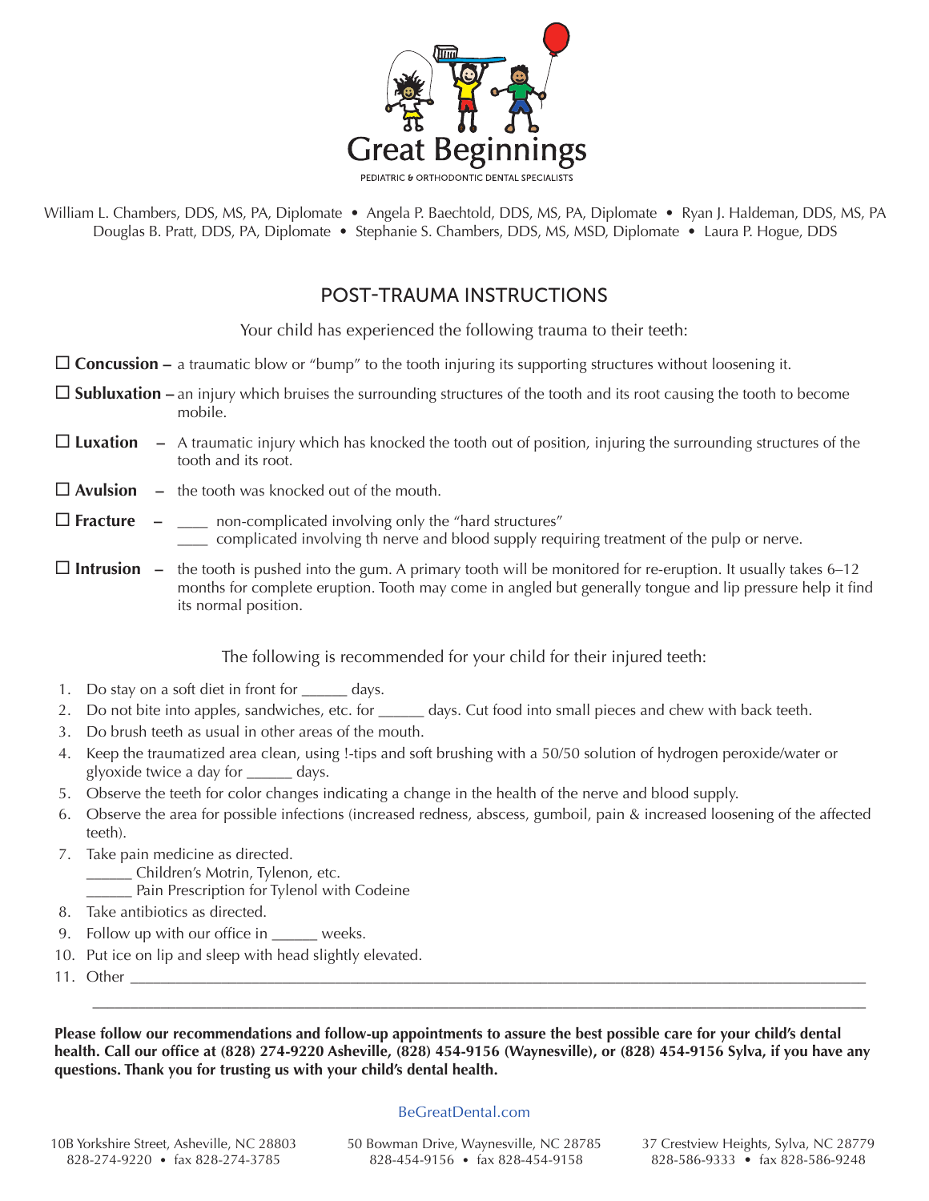# Great Beginnings

PEDIATRIC & ORTHODONTIC DENTAL SPECIALISTS

William L. Chambers, DDS, MS, PA, Diplomate • Angela P. Baechtold, DDS, MS, PA, Diplomate • Ryan J. Haldeman, DDS, MS, PA
Douglas B. Pratt, DDS, PA, Diplomate • Stephanie S. Chambers, DDS, MS, MSD, Diplomate • Laura P. Hogue, DDS

## POST-TRAUMA INSTRUCTIONS

Your child has experienced the following trauma to their teeth:

☐ **Concussion –** a traumatic blow or "bump" to the tooth injuring its supporting structures without loosening it.

☐ **Subluxation –** an injury which bruises the surrounding structures of the tooth and its root causing the tooth to become mobile.

☐ **Luxation –** A traumatic injury which has knocked the tooth out of position, injuring the surrounding structures of the tooth and its root.

☐ **Avulsion –** the tooth was knocked out of the mouth.

☐ **Fracture –** ____ non-complicated involving only the "hard structures"
____ complicated involving th nerve and blood supply requiring treatment of the pulp or nerve.

☐ **Intrusion –** the tooth is pushed into the gum. A primary tooth will be monitored for re-eruption. It usually takes 6–12 months for complete eruption. Tooth may come in angled but generally tongue and lip pressure help it find its normal position.

The following is recommended for your child for their injured teeth:

1. Do stay on a soft diet in front for ______ days.
2. Do not bite into apples, sandwiches, etc. for ______ days. Cut food into small pieces and chew with back teeth.
3. Do brush teeth as usual in other areas of the mouth.
4. Keep the traumatized area clean, using !-tips and soft brushing with a 50/50 solution of hydrogen peroxide/water or glyoxide twice a day for ______ days.
5. Observe the teeth for color changes indicating a change in the health of the nerve and blood supply.
6. Observe the area for possible infections (increased redness, abscess, gumboil, pain & increased loosening of the affected teeth).
7. Take pain medicine as directed.
   ______ Children's Motrin, Tylenon, etc.
   ______ Pain Prescription for Tylenol with Codeine
8. Take antibiotics as directed.
9. Follow up with our office in ______ weeks.
10. Put ice on lip and sleep with head slightly elevated.
11. Other ______________________________________________________________________________________________

______________________________________________________________________________________________

**Please follow our recommendations and follow-up appointments to assure the best possible care for your child's dental health. Call our office at (828) 274-9220 Asheville, (828) 454-9156 (Waynesville), or (828) 454-9156 Sylva, if you have any questions. Thank you for trusting us with your child's dental health.**

BeGreatDental.com

10B Yorkshire Street, Asheville, NC 28803
828-274-9220 • fax 828-274-3785

50 Bowman Drive, Waynesville, NC 28785
828-454-9156 • fax 828-454-9158

37 Crestview Heights, Sylva, NC 28779
828-586-9333 • fax 828-586-9248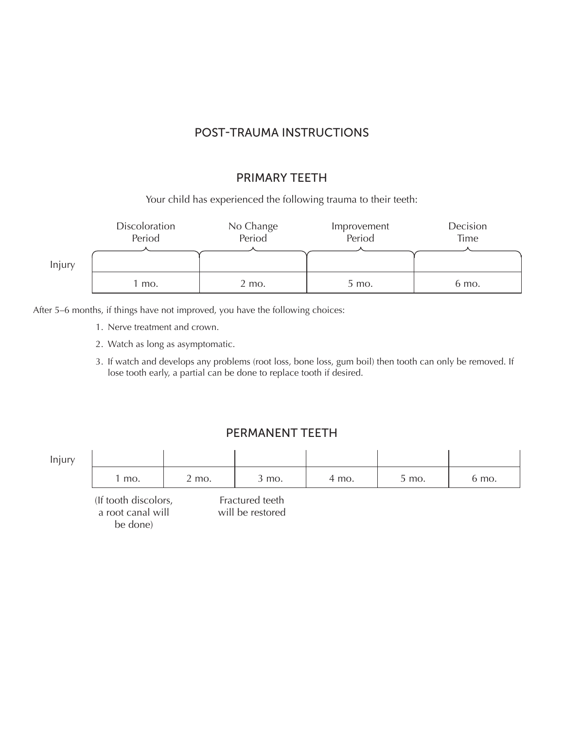# POST-TRAUMA INSTRUCTIONS

## PRIMARY TEETH

Your child has experienced the following trauma to their teeth:

| | Discoloration Period | No Change Period | Improvement Period | Decision Time |
|---|---|---|---|---|
| Injury | | | | |
| | 1 mo. | 2 mo. | 5 mo. | 6 mo. |

After 5–6 months, if things have not improved, you have the following choices:

1. Nerve treatment and crown.
2. Watch as long as asymptomatic.
3. If watch and develops any problems (root loss, bone loss, gum boil) then tooth can only be removed. If lose tooth early, a partial can be done to replace tooth if desired.

## PERMANENT TEETH

| | | | | | | |
|---|---|---|---|---|---|---|
| Injury | | | | | | |
| | 1 mo. | 2 mo. | 3 mo. | 4 mo. | 5 mo. | 6 mo. |

(If tooth discolors, a root canal will be done)

Fractured teeth will be restored